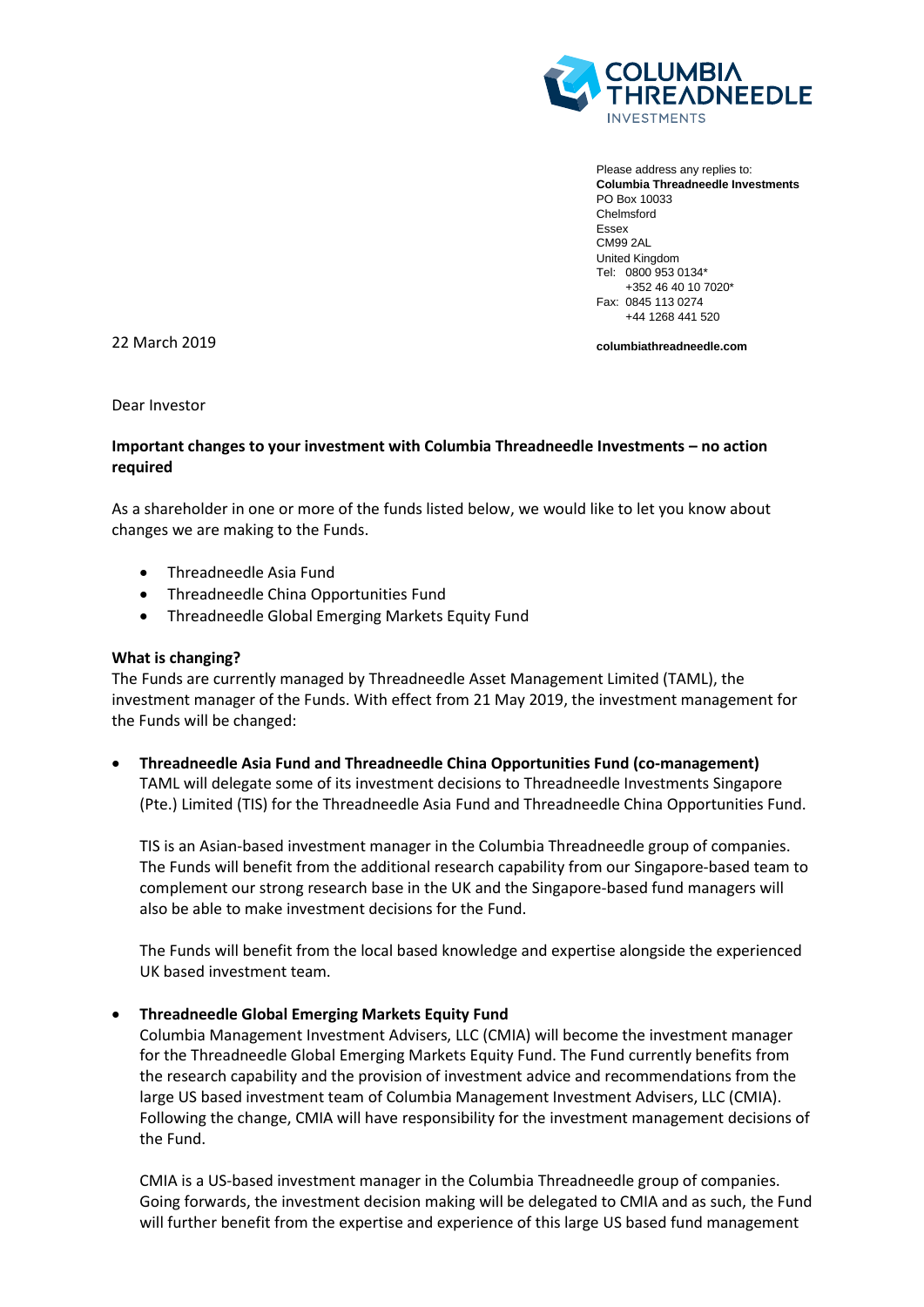Please address any replies to:
**Columbia Threadneedle Investments**
PO Box 10033
Chelmsford
Essex
CM99 2AL
United Kingdom
Tel: 0800 953 0134*
+352 46 40 10 7020*
Fax: 0845 113 0274
+44 1268 441 520

**columbiathreadneedle.com**

22 March 2019

Dear Investor

**Important changes to your investment with Columbia Threadneedle Investments – no action required**

As a shareholder in one or more of the funds listed below, we would like to let you know about changes we are making to the Funds.

- Threadneedle Asia Fund
- Threadneedle China Opportunities Fund
- Threadneedle Global Emerging Markets Equity Fund

**What is changing?**

The Funds are currently managed by Threadneedle Asset Management Limited (TAML), the investment manager of the Funds. With effect from 21 May 2019, the investment management for the Funds will be changed:

- **Threadneedle Asia Fund and Threadneedle China Opportunities Fund (co-management)**
  TAML will delegate some of its investment decisions to Threadneedle Investments Singapore (Pte.) Limited (TIS) for the Threadneedle Asia Fund and Threadneedle China Opportunities Fund.

  TIS is an Asian-based investment manager in the Columbia Threadneedle group of companies. The Funds will benefit from the additional research capability from our Singapore-based team to complement our strong research base in the UK and the Singapore-based fund managers will also be able to make investment decisions for the Fund.

  The Funds will benefit from the local based knowledge and expertise alongside the experienced UK based investment team.

- **Threadneedle Global Emerging Markets Equity Fund**
  Columbia Management Investment Advisers, LLC (CMIA) will become the investment manager for the Threadneedle Global Emerging Markets Equity Fund. The Fund currently benefits from the research capability and the provision of investment advice and recommendations from the large US based investment team of Columbia Management Investment Advisers, LLC (CMIA). Following the change, CMIA will have responsibility for the investment management decisions of the Fund.

  CMIA is a US-based investment manager in the Columbia Threadneedle group of companies. Going forwards, the investment decision making will be delegated to CMIA and as such, the Fund will further benefit from the expertise and experience of this large US based fund management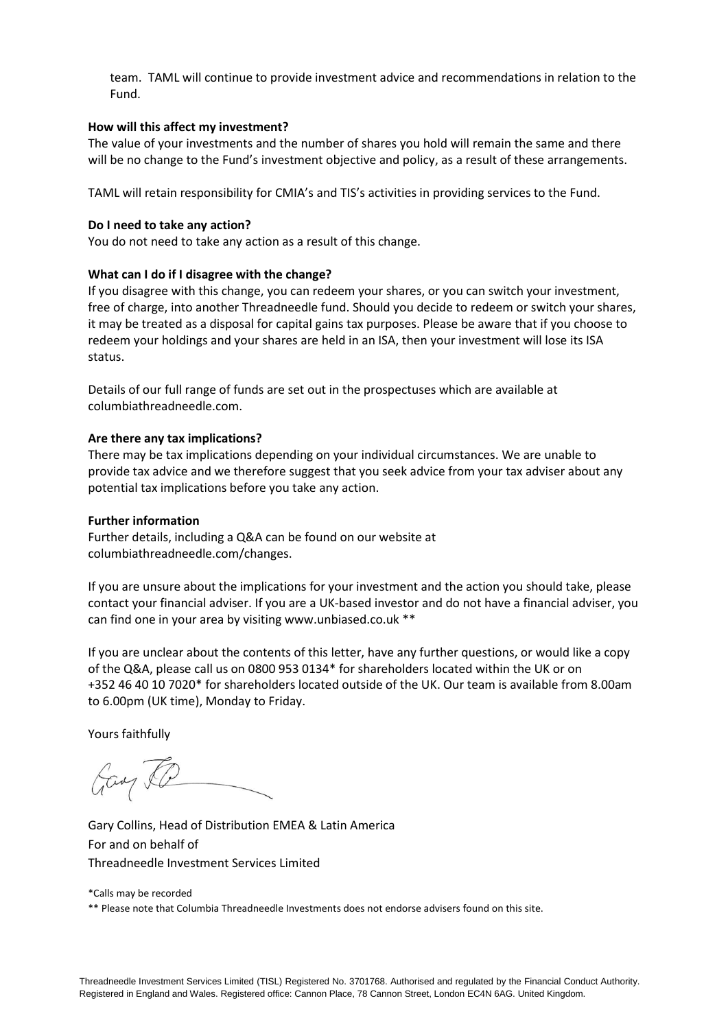team. TAML will continue to provide investment advice and recommendations in relation to the Fund.

**How will this affect my investment?**

The value of your investments and the number of shares you hold will remain the same and there will be no change to the Fund's investment objective and policy, as a result of these arrangements.

TAML will retain responsibility for CMIA's and TIS's activities in providing services to the Fund.

**Do I need to take any action?**

You do not need to take any action as a result of this change.

**What can I do if I disagree with the change?**

If you disagree with this change, you can redeem your shares, or you can switch your investment, free of charge, into another Threadneedle fund. Should you decide to redeem or switch your shares, it may be treated as a disposal for capital gains tax purposes. Please be aware that if you choose to redeem your holdings and your shares are held in an ISA, then your investment will lose its ISA status.

Details of our full range of funds are set out in the prospectuses which are available at columbiathreadneedle.com.

**Are there any tax implications?**

There may be tax implications depending on your individual circumstances. We are unable to provide tax advice and we therefore suggest that you seek advice from your tax adviser about any potential tax implications before you take any action.

**Further information**

Further details, including a Q&A can be found on our website at columbiathreadneedle.com/changes.

If you are unsure about the implications for your investment and the action you should take, please contact your financial adviser. If you are a UK-based investor and do not have a financial adviser, you can find one in your area by visiting www.unbiased.co.uk **

If you are unclear about the contents of this letter, have any further questions, or would like a copy of the Q&A, please call us on 0800 953 0134* for shareholders located within the UK or on +352 46 40 10 7020* for shareholders located outside of the UK. Our team is available from 8.00am to 6.00pm (UK time), Monday to Friday.

Yours faithfully

Gary Collins, Head of Distribution EMEA & Latin America
For and on behalf of
Threadneedle Investment Services Limited

*Calls may be recorded

** Please note that Columbia Threadneedle Investments does not endorse advisers found on this site.

Threadneedle Investment Services Limited (TISL) Registered No. 3701768. Authorised and regulated by the Financial Conduct Authority. Registered in England and Wales. Registered office: Cannon Place, 78 Cannon Street, London EC4N 6AG. United Kingdom.